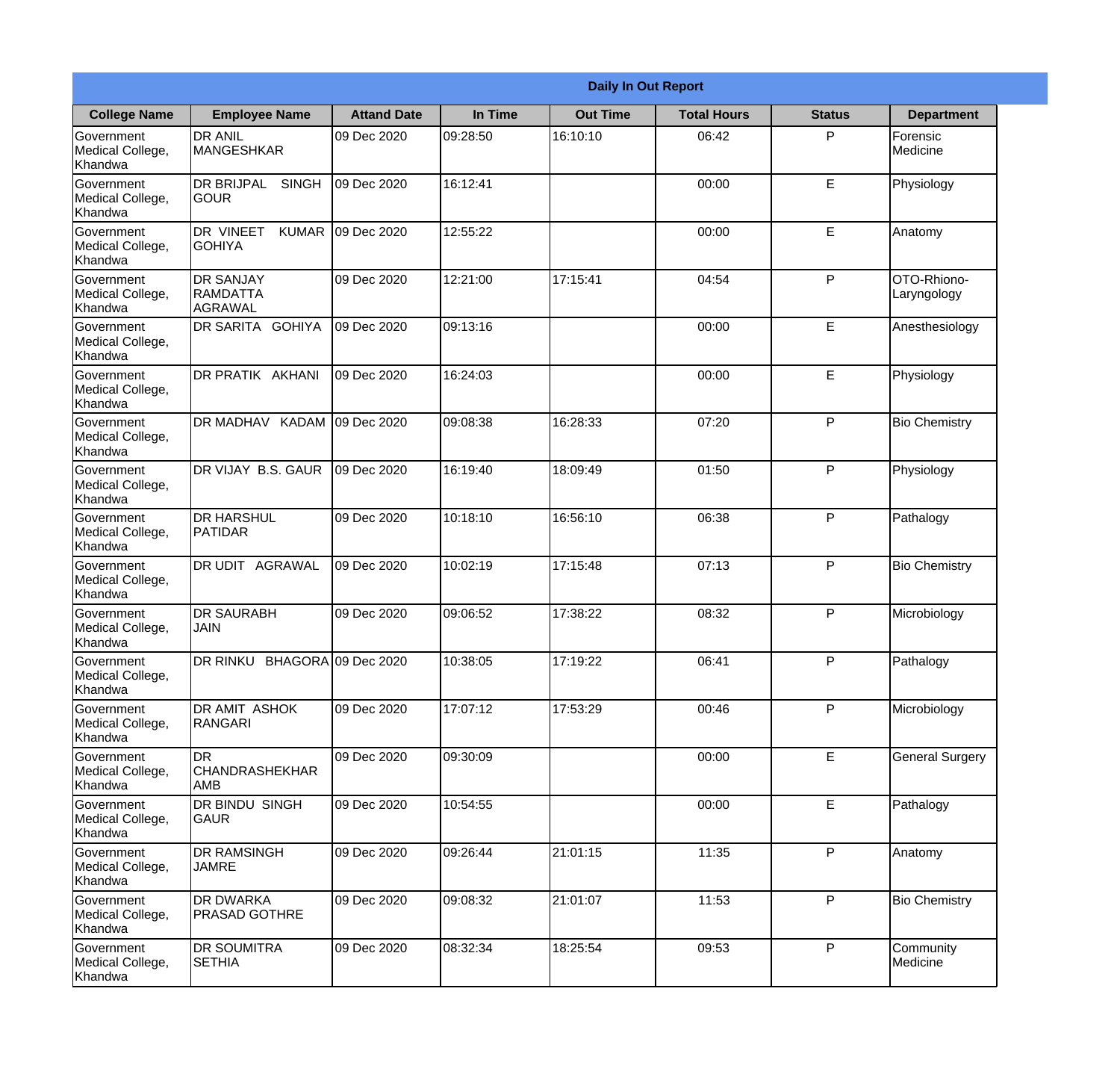| Daily In Out Report | | | | | | | |
|---|---|---|---|---|---|---|---|
| **College Name** | **Employee Name** | **Attand Date** | **In Time** | **Out Time** | **Total Hours** | **Status** | **Department** |
| Government Medical College, Khandwa | DR ANIL MANGESHKAR | 09 Dec 2020 | 09:28:50 | 16:10:10 | 06:42 | P | Forensic Medicine |
| Government Medical College, Khandwa | DR BRIJPAL SINGH GOUR | 09 Dec 2020 | 16:12:41 | | 00:00 | E | Physiology |
| Government Medical College, Khandwa | DR VINEET KUMAR GOHIYA | 09 Dec 2020 | 12:55:22 | | 00:00 | E | Anatomy |
| Government Medical College, Khandwa | DR SANJAY RAMDATTA AGRAWAL | 09 Dec 2020 | 12:21:00 | 17:15:41 | 04:54 | P | OTO-Rhiono-Laryngology |
| Government Medical College, Khandwa | DR SARITA GOHIYA | 09 Dec 2020 | 09:13:16 | | 00:00 | E | Anesthesiology |
| Government Medical College, Khandwa | DR PRATIK AKHANI | 09 Dec 2020 | 16:24:03 | | 00:00 | E | Physiology |
| Government Medical College, Khandwa | DR MADHAV KADAM | 09 Dec 2020 | 09:08:38 | 16:28:33 | 07:20 | P | Bio Chemistry |
| Government Medical College, Khandwa | DR VIJAY B.S. GAUR | 09 Dec 2020 | 16:19:40 | 18:09:49 | 01:50 | P | Physiology |
| Government Medical College, Khandwa | DR HARSHUL PATIDAR | 09 Dec 2020 | 10:18:10 | 16:56:10 | 06:38 | P | Pathalogy |
| Government Medical College, Khandwa | DR UDIT AGRAWAL | 09 Dec 2020 | 10:02:19 | 17:15:48 | 07:13 | P | Bio Chemistry |
| Government Medical College, Khandwa | DR SAURABH JAIN | 09 Dec 2020 | 09:06:52 | 17:38:22 | 08:32 | P | Microbiology |
| Government Medical College, Khandwa | DR RINKU BHAGORA | 09 Dec 2020 | 10:38:05 | 17:19:22 | 06:41 | P | Pathalogy |
| Government Medical College, Khandwa | DR AMIT ASHOK RANGARI | 09 Dec 2020 | 17:07:12 | 17:53:29 | 00:46 | P | Microbiology |
| Government Medical College, Khandwa | DR CHANDRASHEKHAR AMB | 09 Dec 2020 | 09:30:09 | | 00:00 | E | General Surgery |
| Government Medical College, Khandwa | DR BINDU SINGH GAUR | 09 Dec 2020 | 10:54:55 | | 00:00 | E | Pathalogy |
| Government Medical College, Khandwa | DR RAMSINGH JAMRE | 09 Dec 2020 | 09:26:44 | 21:01:15 | 11:35 | P | Anatomy |
| Government Medical College, Khandwa | DR DWARKA PRASAD GOTHRE | 09 Dec 2020 | 09:08:32 | 21:01:07 | 11:53 | P | Bio Chemistry |
| Government Medical College, Khandwa | DR SOUMITRA SETHIA | 09 Dec 2020 | 08:32:34 | 18:25:54 | 09:53 | P | Community Medicine |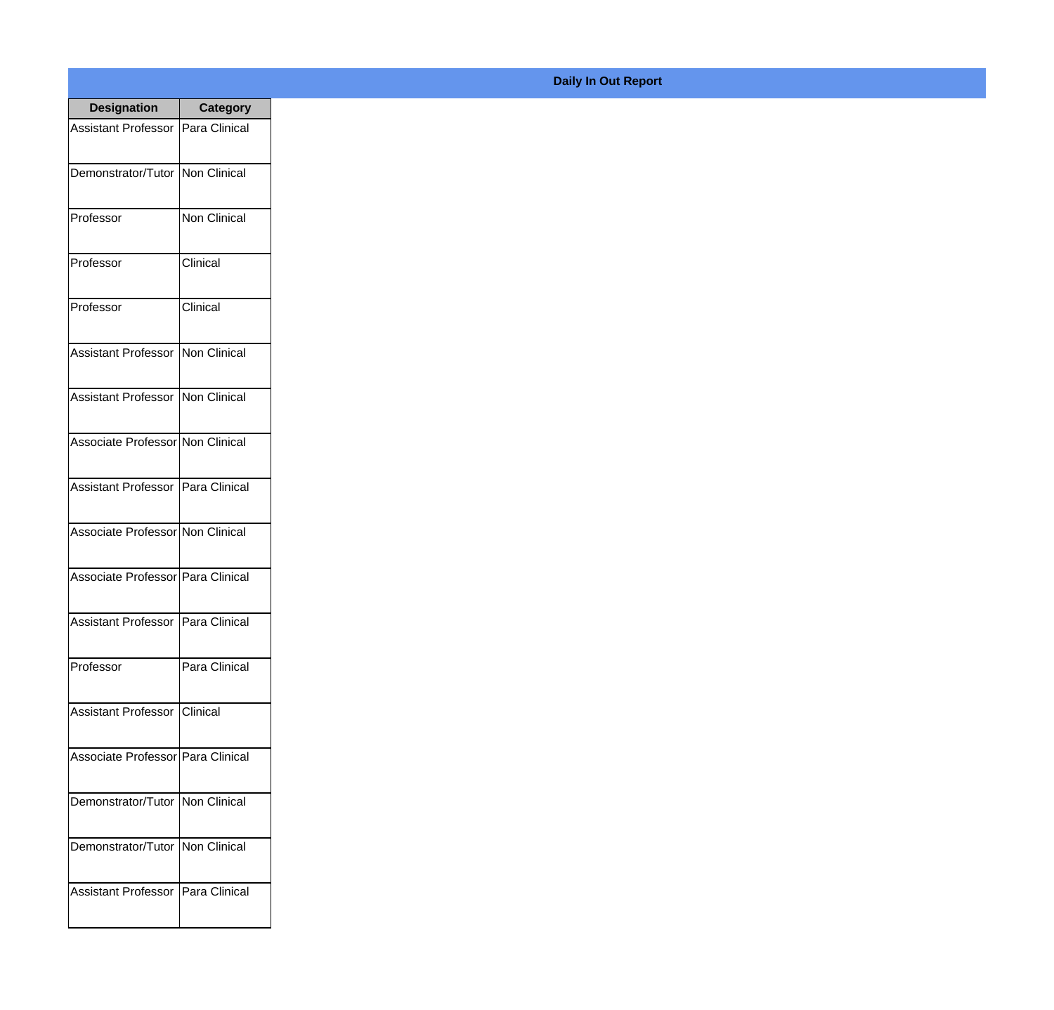## Daily In Out Report

| Designation | Category |
|---|---|
| Assistant Professor | Para Clinical |
| Demonstrator/Tutor | Non Clinical |
| Professor | Non Clinical |
| Professor | Clinical |
| Professor | Clinical |
| Assistant Professor | Non Clinical |
| Assistant Professor | Non Clinical |
| Associate Professor | Non Clinical |
| Assistant Professor | Para Clinical |
| Associate Professor | Non Clinical |
| Associate Professor | Para Clinical |
| Assistant Professor | Para Clinical |
| Professor | Para Clinical |
| Assistant Professor | Clinical |
| Associate Professor | Para Clinical |
| Demonstrator/Tutor | Non Clinical |
| Demonstrator/Tutor | Non Clinical |
| Assistant Professor | Para Clinical |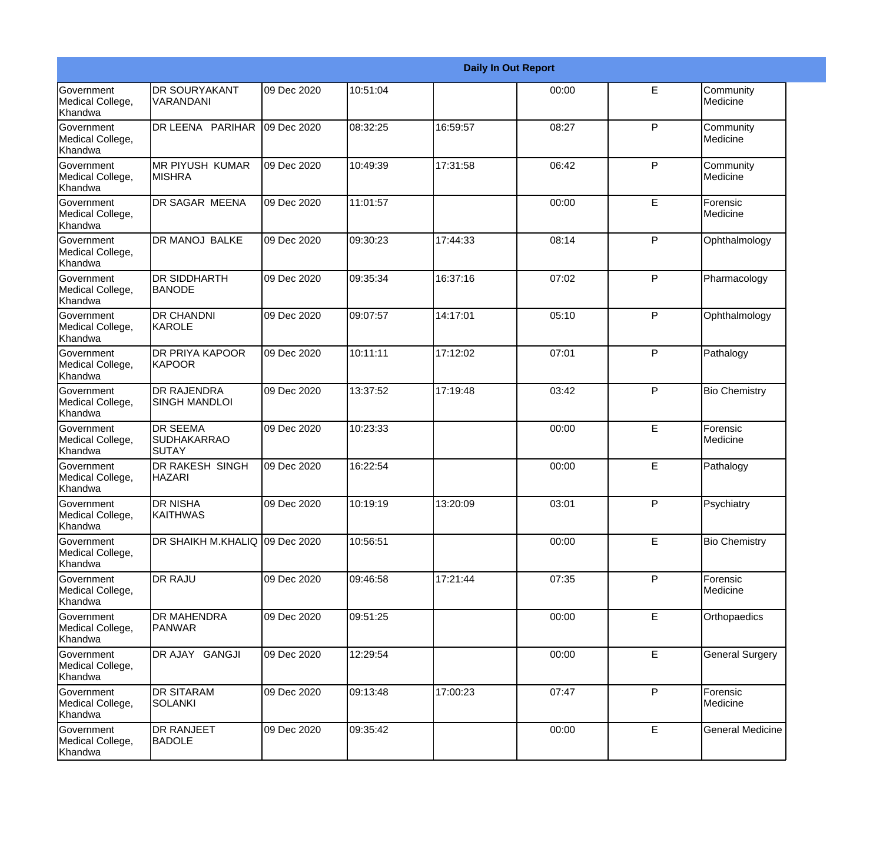| Daily In Out Report | | | | | | | |
|---|---|---|---|---|---|---|---|
| Government Medical College, Khandwa | DR SOURYAKANT VARANDANI | 09 Dec 2020 | 10:51:04 | | 00:00 | E | Community Medicine |
| Government Medical College, Khandwa | DR LEENA PARIHAR | 09 Dec 2020 | 08:32:25 | 16:59:57 | 08:27 | P | Community Medicine |
| Government Medical College, Khandwa | MR PIYUSH KUMAR MISHRA | 09 Dec 2020 | 10:49:39 | 17:31:58 | 06:42 | P | Community Medicine |
| Government Medical College, Khandwa | DR SAGAR MEENA | 09 Dec 2020 | 11:01:57 | | 00:00 | E | Forensic Medicine |
| Government Medical College, Khandwa | DR MANOJ BALKE | 09 Dec 2020 | 09:30:23 | 17:44:33 | 08:14 | P | Ophthalmology |
| Government Medical College, Khandwa | DR SIDDHARTH BANODE | 09 Dec 2020 | 09:35:34 | 16:37:16 | 07:02 | P | Pharmacology |
| Government Medical College, Khandwa | DR CHANDNI KAROLE | 09 Dec 2020 | 09:07:57 | 14:17:01 | 05:10 | P | Ophthalmology |
| Government Medical College, Khandwa | DR PRIYA KAPOOR KAPOOR | 09 Dec 2020 | 10:11:11 | 17:12:02 | 07:01 | P | Pathalogy |
| Government Medical College, Khandwa | DR RAJENDRA SINGH MANDLOI | 09 Dec 2020 | 13:37:52 | 17:19:48 | 03:42 | P | Bio Chemistry |
| Government Medical College, Khandwa | DR SEEMA SUDHAKARRAO SUTAY | 09 Dec 2020 | 10:23:33 | | 00:00 | E | Forensic Medicine |
| Government Medical College, Khandwa | DR RAKESH SINGH HAZARI | 09 Dec 2020 | 16:22:54 | | 00:00 | E | Pathalogy |
| Government Medical College, Khandwa | DR NISHA KAITHWAS | 09 Dec 2020 | 10:19:19 | 13:20:09 | 03:01 | P | Psychiatry |
| Government Medical College, Khandwa | DR SHAIKH M.KHALIQ | 09 Dec 2020 | 10:56:51 | | 00:00 | E | Bio Chemistry |
| Government Medical College, Khandwa | DR RAJU | 09 Dec 2020 | 09:46:58 | 17:21:44 | 07:35 | P | Forensic Medicine |
| Government Medical College, Khandwa | DR MAHENDRA PANWAR | 09 Dec 2020 | 09:51:25 | | 00:00 | E | Orthopaedics |
| Government Medical College, Khandwa | DR AJAY GANGJI | 09 Dec 2020 | 12:29:54 | | 00:00 | E | General Surgery |
| Government Medical College, Khandwa | DR SITARAM SOLANKI | 09 Dec 2020 | 09:13:48 | 17:00:23 | 07:47 | P | Forensic Medicine |
| Government Medical College, Khandwa | DR RANJEET BADOLE | 09 Dec 2020 | 09:35:42 | | 00:00 | E | General Medicine |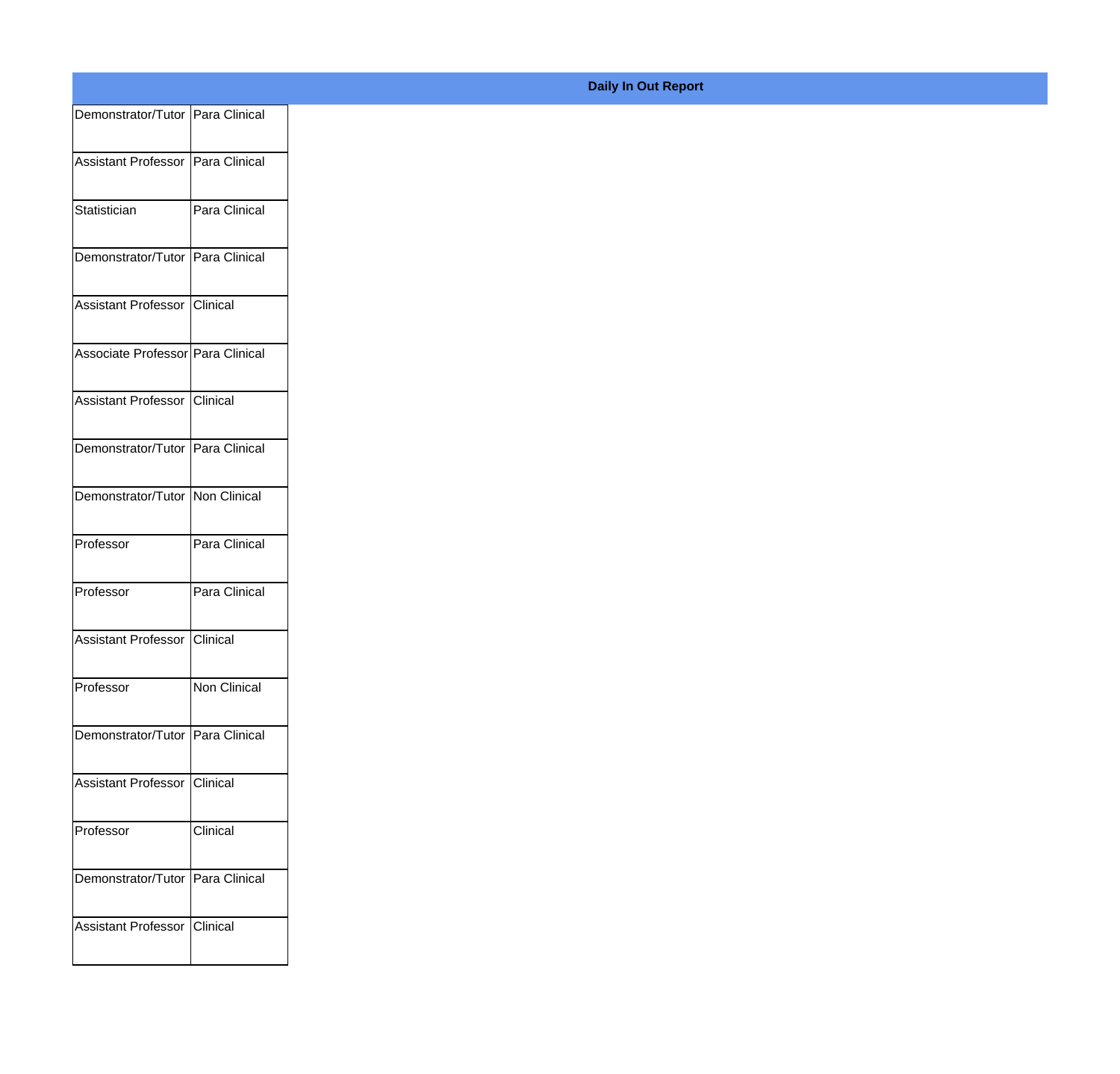**Daily In Out Report**

| | |
|---|---|
| Demonstrator/Tutor | Para Clinical |
| Assistant Professor | Para Clinical |
| Statistician | Para Clinical |
| Demonstrator/Tutor | Para Clinical |
| Assistant Professor | Clinical |
| Associate Professor | Para Clinical |
| Assistant Professor | Clinical |
| Demonstrator/Tutor | Para Clinical |
| Demonstrator/Tutor | Non Clinical |
| Professor | Para Clinical |
| Professor | Para Clinical |
| Assistant Professor | Clinical |
| Professor | Non Clinical |
| Demonstrator/Tutor | Para Clinical |
| Assistant Professor | Clinical |
| Professor | Clinical |
| Demonstrator/Tutor | Para Clinical |
| Assistant Professor | Clinical |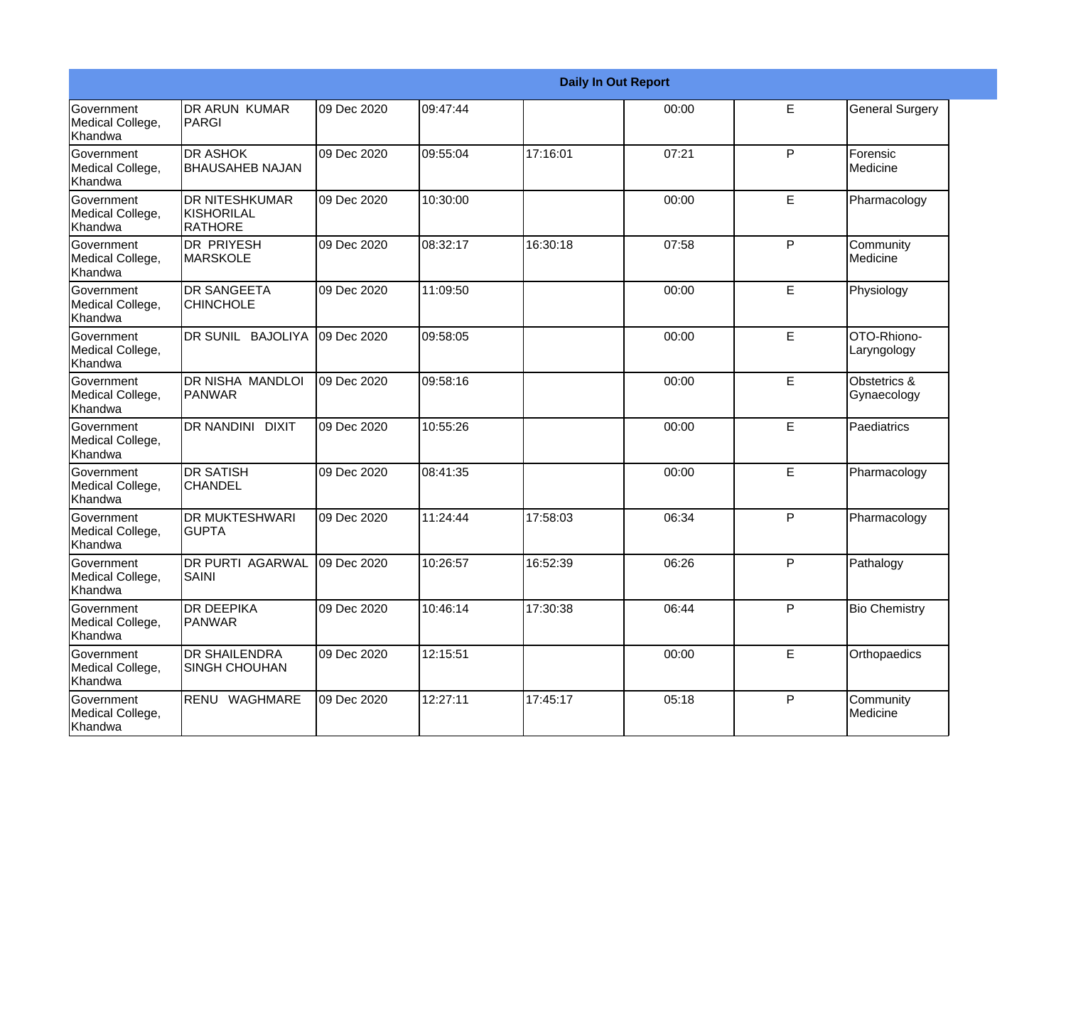| Daily In Out Report | | | | | | | |
|---|---|---|---|---|---|---|---|
| Government Medical College, Khandwa | DR ARUN KUMAR PARGI | 09 Dec 2020 | 09:47:44 | | 00:00 | E | General Surgery |
| Government Medical College, Khandwa | DR ASHOK BHAUSAHEB NAJAN | 09 Dec 2020 | 09:55:04 | 17:16:01 | 07:21 | P | Forensic Medicine |
| Government Medical College, Khandwa | DR NITESHKUMAR KISHORILAL RATHORE | 09 Dec 2020 | 10:30:00 | | 00:00 | E | Pharmacology |
| Government Medical College, Khandwa | DR PRIYESH MARSKOLE | 09 Dec 2020 | 08:32:17 | 16:30:18 | 07:58 | P | Community Medicine |
| Government Medical College, Khandwa | DR SANGEETA CHINCHOLE | 09 Dec 2020 | 11:09:50 | | 00:00 | E | Physiology |
| Government Medical College, Khandwa | DR SUNIL BAJOLIYA | 09 Dec 2020 | 09:58:05 | | 00:00 | E | OTO-Rhiono-Laryngology |
| Government Medical College, Khandwa | DR NISHA MANDLOI PANWAR | 09 Dec 2020 | 09:58:16 | | 00:00 | E | Obstetrics & Gynaecology |
| Government Medical College, Khandwa | DR NANDINI DIXIT | 09 Dec 2020 | 10:55:26 | | 00:00 | E | Paediatrics |
| Government Medical College, Khandwa | DR SATISH CHANDEL | 09 Dec 2020 | 08:41:35 | | 00:00 | E | Pharmacology |
| Government Medical College, Khandwa | DR MUKTESHWARI GUPTA | 09 Dec 2020 | 11:24:44 | 17:58:03 | 06:34 | P | Pharmacology |
| Government Medical College, Khandwa | DR PURTI AGARWAL SAINI | 09 Dec 2020 | 10:26:57 | 16:52:39 | 06:26 | P | Pathalogy |
| Government Medical College, Khandwa | DR DEEPIKA PANWAR | 09 Dec 2020 | 10:46:14 | 17:30:38 | 06:44 | P | Bio Chemistry |
| Government Medical College, Khandwa | DR SHAILENDRA SINGH CHOUHAN | 09 Dec 2020 | 12:15:51 | | 00:00 | E | Orthopaedics |
| Government Medical College, Khandwa | RENU WAGHMARE | 09 Dec 2020 | 12:27:11 | 17:45:17 | 05:18 | P | Community Medicine |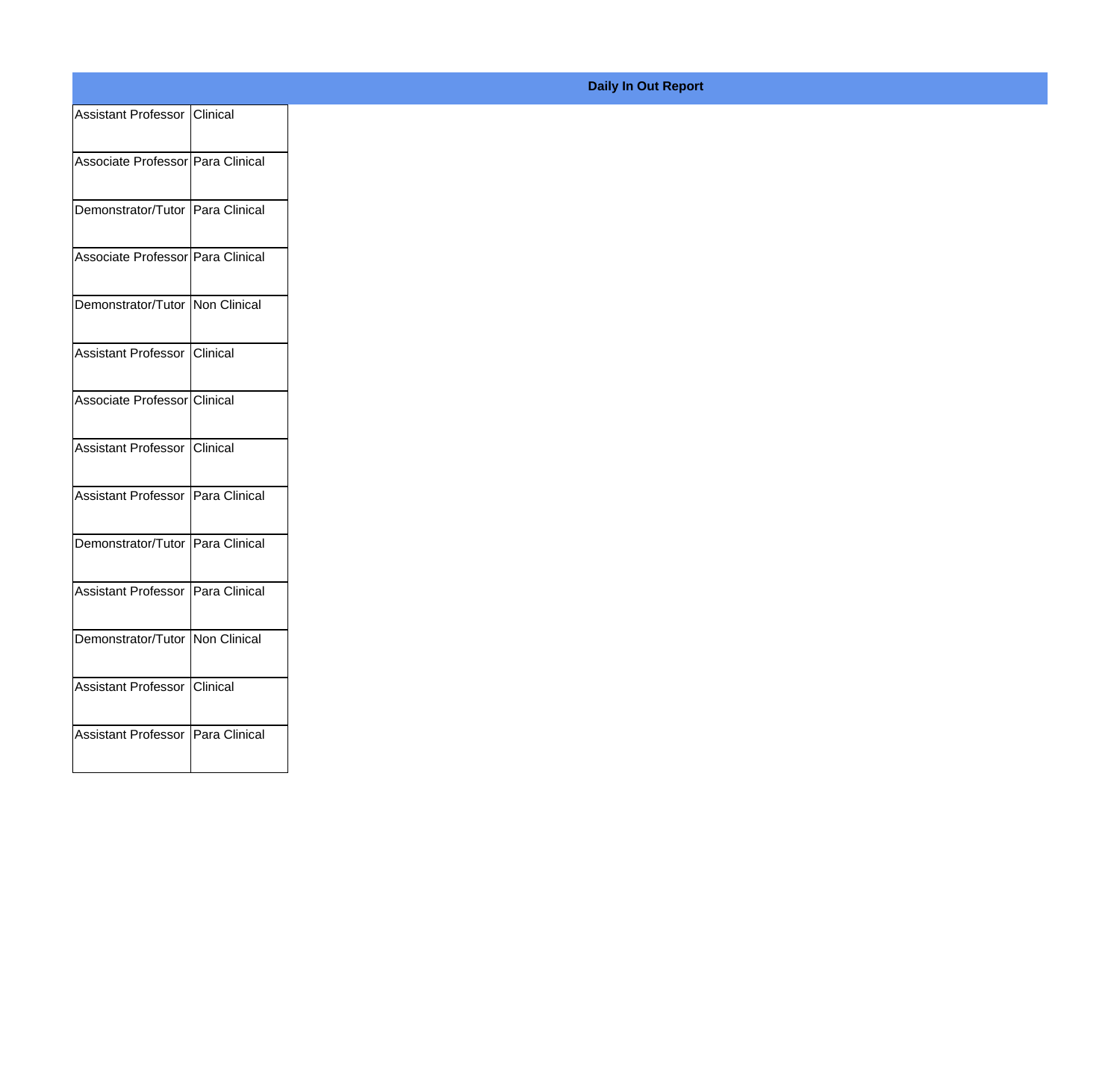**Daily In Out Report**

| | |
|---|---|
| Assistant Professor | Clinical |
| Associate Professor | Para Clinical |
| Demonstrator/Tutor | Para Clinical |
| Associate Professor | Para Clinical |
| Demonstrator/Tutor | Non Clinical |
| Assistant Professor | Clinical |
| Associate Professor | Clinical |
| Assistant Professor | Clinical |
| Assistant Professor | Para Clinical |
| Demonstrator/Tutor | Para Clinical |
| Assistant Professor | Para Clinical |
| Demonstrator/Tutor | Non Clinical |
| Assistant Professor | Clinical |
| Assistant Professor | Para Clinical |